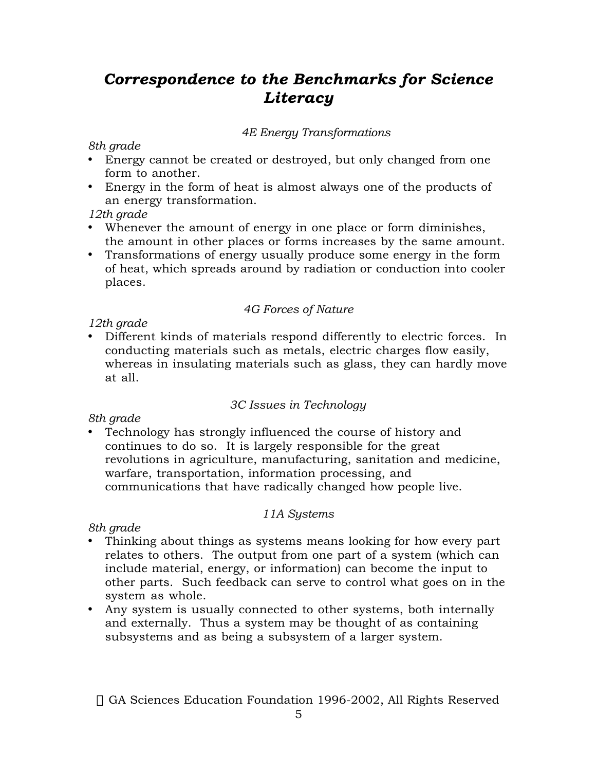# *Correspondence to the Benchmarks for Science Literacy*

### *4E Energy Transformations*

*8th grade*

- Energy cannot be created or destroyed, but only changed from one form to another.
- Energy in the form of heat is almost always one of the products of an energy transformation.

*12th grade*

- Whenever the amount of energy in one place or form diminishes, the amount in other places or forms increases by the same amount.
- Transformations of energy usually produce some energy in the form of heat, which spreads around by radiation or conduction into cooler places.

### *4G Forces of Nature*

*12th grade*

- Different kinds of materials respond differently to electric forces. In conducting materials such as metals, electric charges flow easily, whereas in insulating materials such as glass, they can hardly move at all.

### *3C Issues in Technology*

*8th grade*

- Technology has strongly influenced the course of history and continues to do so. It is largely responsible for the great revolutions in agriculture, manufacturing, sanitation and medicine, warfare, transportation, information processing, and communications that have radically changed how people live.

### *11A Systems*

*8th grade*

- Thinking about things as systems means looking for how every part relates to others. The output from one part of a system (which can include material, energy, or information) can become the input to other parts. Such feedback can serve to control what goes on in the system as whole.
- Any system is usually connected to other systems, both internally and externally. Thus a system may be thought of as containing subsystems and as being a subsystem of a larger system.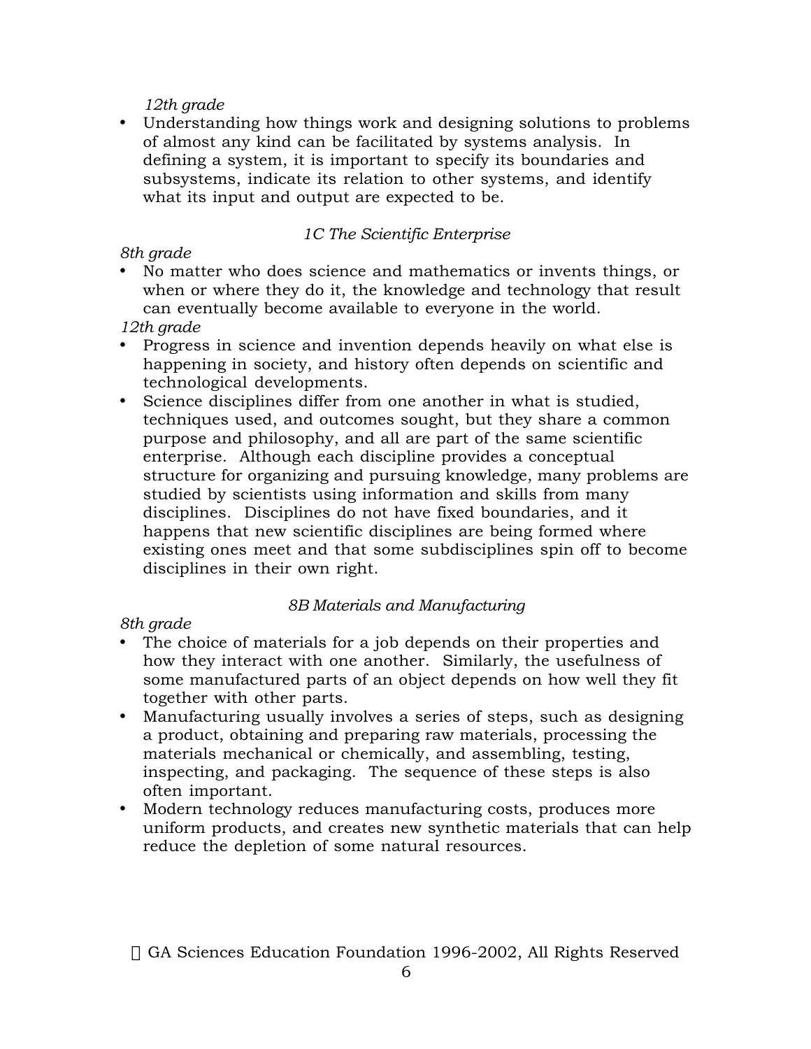*12th grade*

- Understanding how things work and designing solutions to problems of almost any kind can be facilitated by systems analysis. In defining a system, it is important to specify its boundaries and subsystems, indicate its relation to other systems, and identify what its input and output are expected to be.

### *1C The Scientific Enterprise*

*8th grade*

- No matter who does science and mathematics or invents things, or when or where they do it, the knowledge and technology that result can eventually become available to everyone in the world.

*12th grade*

- Progress in science and invention depends heavily on what else is happening in society, and history often depends on scientific and technological developments.
- Science disciplines differ from one another in what is studied, techniques used, and outcomes sought, but they share a common purpose and philosophy, and all are part of the same scientific enterprise. Although each discipline provides a conceptual structure for organizing and pursuing knowledge, many problems are studied by scientists using information and skills from many disciplines. Disciplines do not have fixed boundaries, and it happens that new scientific disciplines are being formed where existing ones meet and that some subdisciplines spin off to become disciplines in their own right.

### *8B Materials and Manufacturing*

*8th grade*

- The choice of materials for a job depends on their properties and how they interact with one another. Similarly, the usefulness of some manufactured parts of an object depends on how well they fit together with other parts.
- Manufacturing usually involves a series of steps, such as designing a product, obtaining and preparing raw materials, processing the materials mechanical or chemically, and assembling, testing, inspecting, and packaging. The sequence of these steps is also often important.
- Modern technology reduces manufacturing costs, produces more uniform products, and creates new synthetic materials that can help reduce the depletion of some natural resources.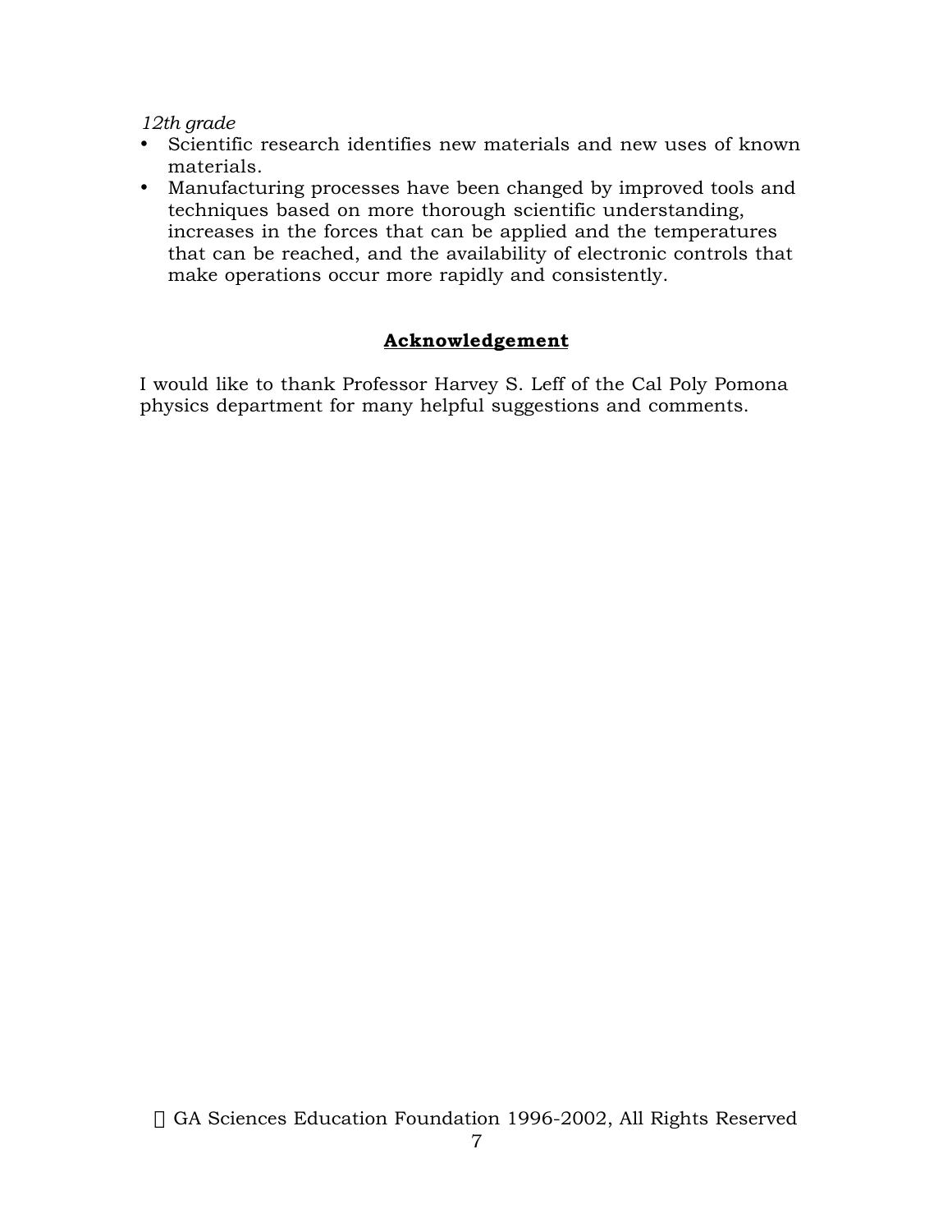*12th grade*

- Scientific research identifies new materials and new uses of known materials.
- Manufacturing processes have been changed by improved tools and techniques based on more thorough scientific understanding, increases in the forces that can be applied and the temperatures that can be reached, and the availability of electronic controls that make operations occur more rapidly and consistently.

## Acknowledgement

I would like to thank Professor Harvey S. Leff of the Cal Poly Pomona physics department for many helpful suggestions and comments.

 GA Sciences Education Foundation 1996-2002, All Rights Reserved